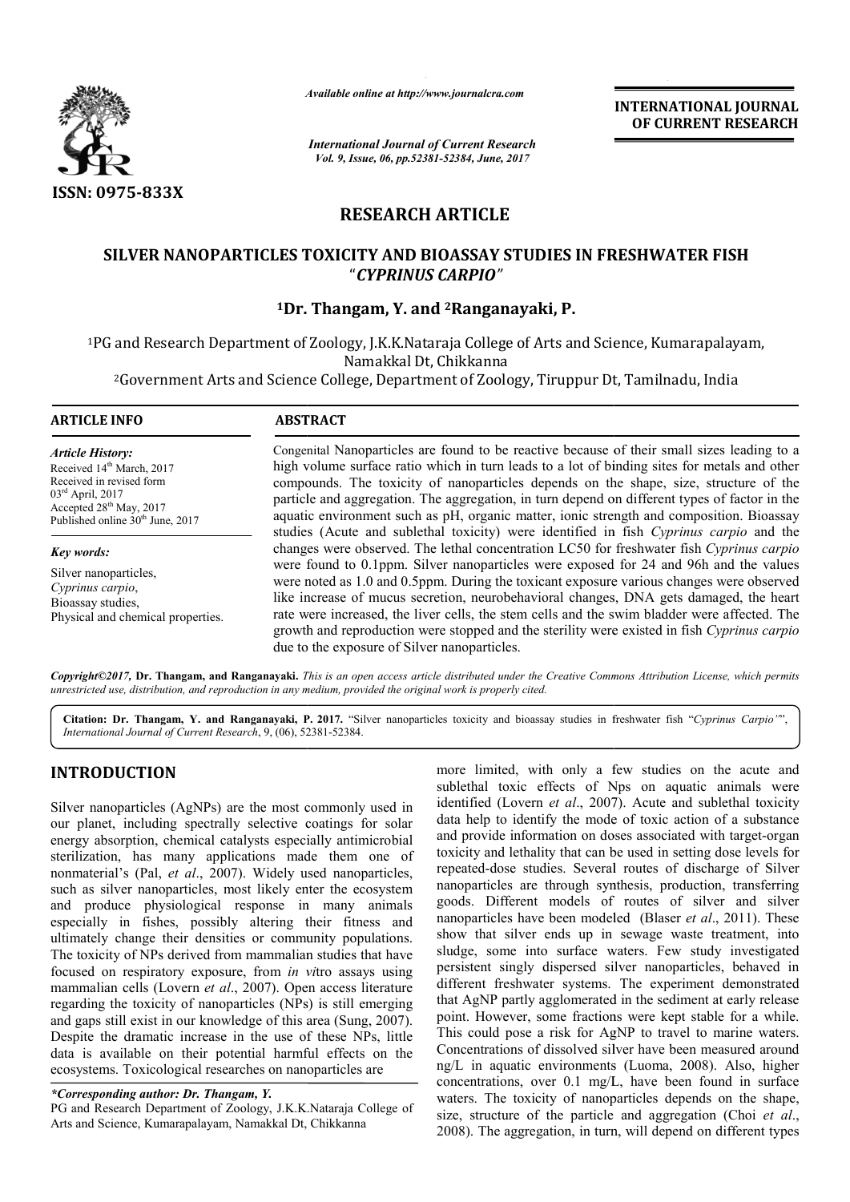ISSN: 0975-833X

*Available online at http://www.journalcra.com*

*International Journal of Current Research*
*Vol. 9, Issue, 06, pp.52381-52384, June, 2017*

**INTERNATIONAL JOURNAL OF CURRENT RESEARCH**

# RESEARCH ARTICLE

## SILVER NANOPARTICLES TOXICITY AND BIOASSAY STUDIES IN FRESHWATER FISH "*CYPRINUS CARPIO*"

**[1]Dr. Thangam, Y. and [2]Ranganayaki, P.**

[1]PG and Research Department of Zoology, J.K.K.Nataraja College of Arts and Science, Kumarapalayam, Namakkal Dt, Chikkanna

[2]Government Arts and Science College, Department of Zoology, Tiruppur Dt, Tamilnadu, India

**ARTICLE INFO**

*Article History:*

Received 14th March, 2017
Received in revised form 03rd April, 2017
Accepted 28th May, 2017
Published online 30th June, 2017

*Key words:*

Silver nanoparticles,
*Cyprinus carpio*,
Bioassay studies,
Physical and chemical properties.

**ABSTRACT**

Congenital Nanoparticles are found to be reactive because of their small sizes leading to a high volume surface ratio which in turn leads to a lot of binding sites for metals and other compounds. The toxicity of nanoparticles depends on the shape, size, structure of the particle and aggregation. The aggregation, in turn depend on different types of factor in the aquatic environment such as pH, organic matter, ionic strength and composition. Bioassay studies (Acute and sublethal toxicity) were identified in fish *Cyprinus carpio* and the changes were observed. The lethal concentration LC50 for freshwater fish *Cyprinus carpio* were found to 0.1ppm. Silver nanoparticles were exposed for 24 and 96h and the values were noted as 1.0 and 0.5ppm. During the toxicant exposure various changes were observed like increase of mucus secretion, neurobehavioral changes, DNA gets damaged, the heart rate were increased, the liver cells, the stem cells and the swim bladder were affected. The growth and reproduction were stopped and the sterility were existed in fish *Cyprinus carpio* due to the exposure of Silver nanoparticles.

*Copyright©2017, Dr. Thangam, and Ranganayaki. This is an open access article distributed under the Creative Commons Attribution License, which permits unrestricted use, distribution, and reproduction in any medium, provided the original work is properly cited.*

**Citation: Dr. Thangam, Y. and Ranganayaki, P. 2017.** "Silver nanoparticles toxicity and bioassay studies in freshwater fish "*Cyprinus Carpio*"", *International Journal of Current Research*, 9, (06), 52381-52384.

# INTRODUCTION

Silver nanoparticles (AgNPs) are the most commonly used in our planet, including spectrally selective coatings for solar energy absorption, chemical catalysts especially antimicrobial sterilization, has many applications made them one of nonmaterial's (Pal, *et al*., 2007). Widely used nanoparticles, such as silver nanoparticles, most likely enter the ecosystem and produce physiological response in many animals especially in fishes, possibly altering their fitness and ultimately change their densities or community populations. The toxicity of NPs derived from mammalian studies that have focused on respiratory exposure, from *in vi*tro assays using mammalian cells (Lovern *et al*., 2007). Open access literature regarding the toxicity of nanoparticles (NPs) is still emerging and gaps still exist in our knowledge of this area (Sung, 2007). Despite the dramatic increase in the use of these NPs, little data is available on their potential harmful effects on the ecosystems. Toxicological researches on nanoparticles are more limited, with only a few studies on the acute and sublethal toxic effects of Nps on aquatic animals were identified (Lovern *et al*., 2007). Acute and sublethal toxicity data help to identify the mode of toxic action of a substance and provide information on doses associated with target-organ toxicity and lethality that can be used in setting dose levels for repeated-dose studies. Several routes of discharge of Silver nanoparticles are through synthesis, production, transferring goods. Different models of routes of silver and silver nanoparticles have been modeled (Blaser *et al*., 2011). These show that silver ends up in sewage waste treatment, into sludge, some into surface waters. Few study investigated persistent singly dispersed silver nanoparticles, behaved in different freshwater systems. The experiment demonstrated that AgNP partly agglomerated in the sediment at early release point. However, some fractions were kept stable for a while. This could pose a risk for AgNP to travel to marine waters. Concentrations of dissolved silver have been measured around ng/L in aquatic environments (Luoma, 2008). Also, higher concentrations, over 0.1 mg/L, have been found in surface waters. The toxicity of nanoparticles depends on the shape, size, structure of the particle and aggregation (Choi *et al*., 2008). The aggregation, in turn, will depend on different types

**\*Corresponding author: Dr. Thangam, Y.**
PG and Research Department of Zoology, J.K.K.Nataraja College of Arts and Science, Kumarapalayam, Namakkal Dt, Chikkanna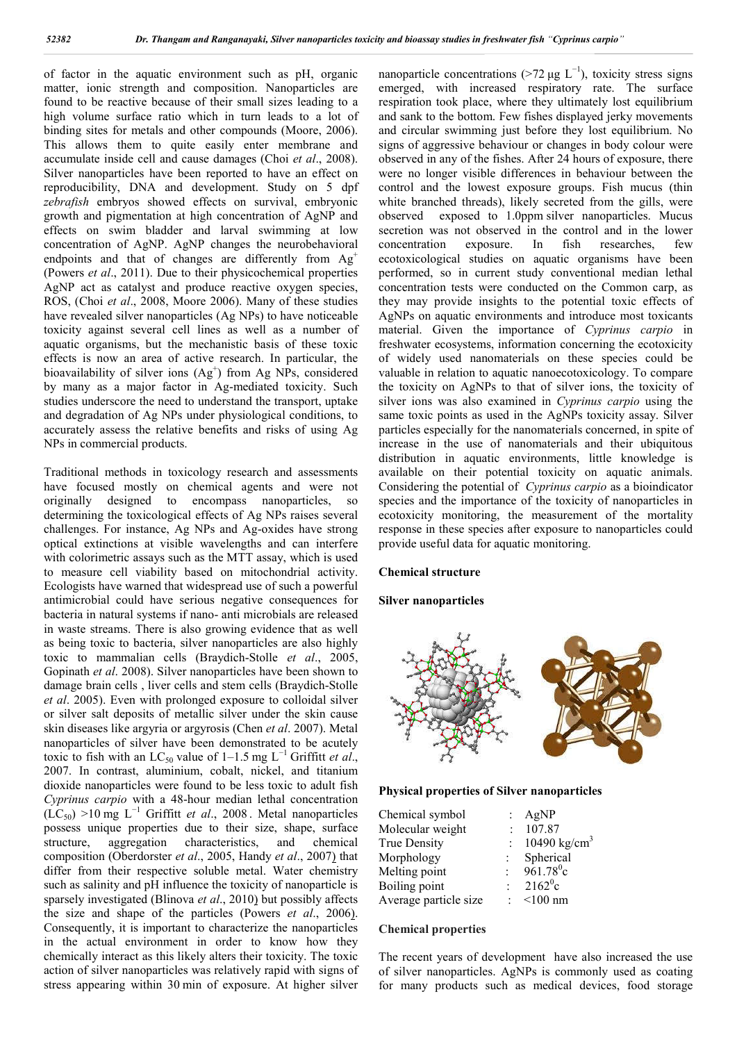of factor in the aquatic environment such as pH, organic matter, ionic strength and composition. Nanoparticles are found to be reactive because of their small sizes leading to a high volume surface ratio which in turn leads to a lot of binding sites for metals and other compounds (Moore, 2006). This allows them to quite easily enter membrane and accumulate inside cell and cause damages (Choi *et al*., 2008). Silver nanoparticles have been reported to have an effect on reproducibility, DNA and development. Study on 5 dpf *zebrafish* embryos showed effects on survival, embryonic growth and pigmentation at high concentration of AgNP and effects on swim bladder and larval swimming at low concentration of AgNP. AgNP changes the neurobehavioral endpoints and that of changes are differently from $Ag^+$ (Powers *et al*., 2011). Due to their physicochemical properties AgNP act as catalyst and produce reactive oxygen species, ROS, (Choi *et al*., 2008, Moore 2006). Many of these studies have revealed silver nanoparticles (Ag NPs) to have noticeable toxicity against several cell lines as well as a number of aquatic organisms, but the mechanistic basis of these toxic effects is now an area of active research. In particular, the bioavailability of silver ions ($Ag^+$) from Ag NPs, considered by many as a major factor in Ag-mediated toxicity. Such studies underscore the need to understand the transport, uptake and degradation of Ag NPs under physiological conditions, to accurately assess the relative benefits and risks of using Ag NPs in commercial products.

Traditional methods in toxicology research and assessments have focused mostly on chemical agents and were not originally designed to encompass nanoparticles, so determining the toxicological effects of Ag NPs raises several challenges. For instance, Ag NPs and Ag-oxides have strong optical extinctions at visible wavelengths and can interfere with colorimetric assays such as the MTT assay, which is used to measure cell viability based on mitochondrial activity. Ecologists have warned that widespread use of such a powerful antimicrobial could have serious negative consequences for bacteria in natural systems if nano- anti microbials are released in waste streams. There is also growing evidence that as well as being toxic to bacteria, silver nanoparticles are also highly toxic to mammalian cells (Braydich-Stolle *et al*., 2005, Gopinath *et al*. 2008). Silver nanoparticles have been shown to damage brain cells , liver cells and stem cells (Braydich-Stolle *et al*. 2005). Even with prolonged exposure to colloidal silver or silver salt deposits of metallic silver under the skin cause skin diseases like argyria or argyrosis (Chen *et al*. 2007). Metal nanoparticles of silver have been demonstrated to be acutely toxic to fish with an $LC_{50}$ value of 1–1.5 mg $L^{-1}$ Griffitt *et al*., 2007. In contrast, aluminium, cobalt, nickel, and titanium dioxide nanoparticles were found to be less toxic to adult fish *Cyprinus carpio* with a 48-hour median lethal concentration ($LC_{50}$) >10 mg $L^{-1}$ Griffitt *et al*., 2008 . Metal nanoparticles possess unique properties due to their size, shape, surface structure, aggregation characteristics, and chemical composition (Oberdorster *et al*., 2005, Handy *et al*., 2007) that differ from their respective soluble metal. Water chemistry such as salinity and pH influence the toxicity of nanoparticle is sparsely investigated (Blinova *et al*., 2010) but possibly affects the size and shape of the particles (Powers *et al*., 2006). Consequently, it is important to characterize the nanoparticles in the actual environment in order to know how they chemically interact as this likely alters their toxicity. The toxic action of silver nanoparticles was relatively rapid with signs of stress appearing within 30 min of exposure. At higher silver nanoparticle concentrations (>72 μg $L^{-1}$), toxicity stress signs emerged, with increased respiratory rate. The surface respiration took place, where they ultimately lost equilibrium and sank to the bottom. Few fishes displayed jerky movements and circular swimming just before they lost equilibrium. No signs of aggressive behaviour or changes in body colour were observed in any of the fishes. After 24 hours of exposure, there were no longer visible differences in behaviour between the control and the lowest exposure groups. Fish mucus (thin white branched threads), likely secreted from the gills, were observed exposed to 1.0ppm silver nanoparticles. Mucus secretion was not observed in the control and in the lower concentration exposure. In fish researches, few ecotoxicological studies on aquatic organisms have been performed, so in current study conventional median lethal concentration tests were conducted on the Common carp, as they may provide insights to the potential toxic effects of AgNPs on aquatic environments and introduce most toxicants material. Given the importance of *Cyprinus carpio* in freshwater ecosystems, information concerning the ecotoxicity of widely used nanomaterials on these species could be valuable in relation to aquatic nanoecotoxicology. To compare the toxicity on AgNPs to that of silver ions, the toxicity of silver ions was also examined in *Cyprinus carpio* using the same toxic points as used in the AgNPs toxicity assay. Silver particles especially for the nanomaterials concerned, in spite of increase in the use of nanomaterials and their ubiquitous distribution in aquatic environments, little knowledge is available on their potential toxicity on aquatic animals. Considering the potential of *Cyprinus carpio* as a bioindicator species and the importance of the toxicity of nanoparticles in ecotoxicity monitoring, the measurement of the mortality response in these species after exposure to nanoparticles could provide useful data for aquatic monitoring.

**Chemical structure**

**Silver nanoparticles**

**Physical properties of Silver nanoparticles**

| | | |
|---|---|---|
| Chemical symbol | : | AgNP |
| Molecular weight | : | 107.87 |
| True Density | : | 10490 kg/$cm^3$ |
| Morphology | : | Spherical |
| Melting point | : | 961.78$^0$c |
| Boiling point | : | 2162$^0$c |
| Average particle size | : | <100 nm |

**Chemical properties**

The recent years of development have also increased the use of silver nanoparticles. AgNPs is commonly used as coating for many products such as medical devices, food storage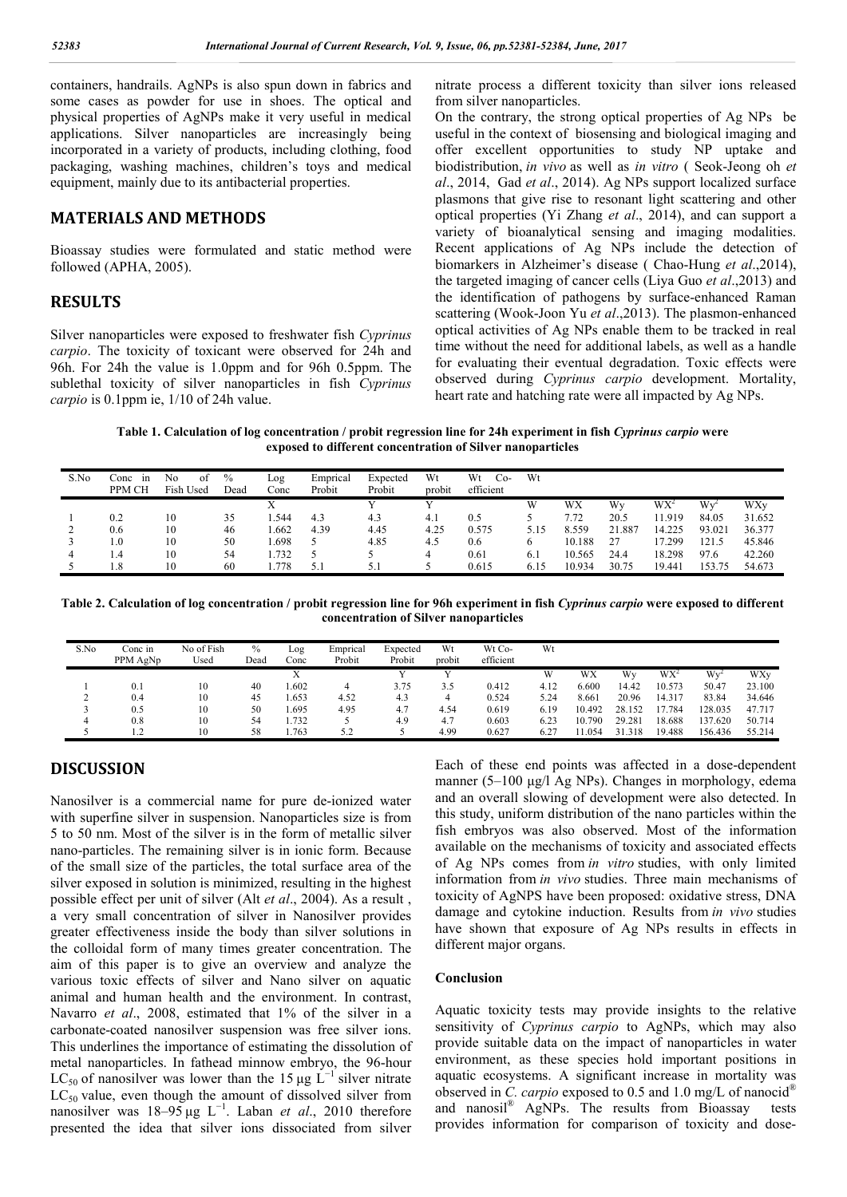containers, handrails. AgNPs is also spun down in fabrics and some cases as powder for use in shoes. The optical and physical properties of AgNPs make it very useful in medical applications. Silver nanoparticles are increasingly being incorporated in a variety of products, including clothing, food packaging, washing machines, children's toys and medical equipment, mainly due to its antibacterial properties.

## MATERIALS AND METHODS

Bioassay studies were formulated and static method were followed (APHA, 2005).

## RESULTS

Silver nanoparticles were exposed to freshwater fish *Cyprinus carpio*. The toxicity of toxicant were observed for 24h and 96h. For 24h the value is 1.0ppm and for 96h 0.5ppm. The sublethal toxicity of silver nanoparticles in fish *Cyprinus carpio* is 0.1ppm ie, 1/10 of 24h value.

nitrate process a different toxicity than silver ions released from silver nanoparticles.

On the contrary, the strong optical properties of Ag NPs be useful in the context of biosensing and biological imaging and offer excellent opportunities to study NP uptake and biodistribution, *in vivo* as well as *in vitro* ( Seok-Jeong oh *et al*., 2014, Gad *et al*., 2014). Ag NPs support localized surface plasmons that give rise to resonant light scattering and other optical properties (Yi Zhang *et al*., 2014), and can support a variety of bioanalytical sensing and imaging modalities. Recent applications of Ag NPs include the detection of biomarkers in Alzheimer's disease ( Chao-Hung *et al*.,2014), the targeted imaging of cancer cells (Liya Guo *et al*.,2013) and the identification of pathogens by surface-enhanced Raman scattering (Wook-Joon Yu *et al*.,2013). The plasmon-enhanced optical activities of Ag NPs enable them to be tracked in real time without the need for additional labels, as well as a handle for evaluating their eventual degradation. Toxic effects were observed during *Cyprinus carpio* development. Mortality, heart rate and hatching rate were all impacted by Ag NPs.

**Table 1. Calculation of log concentration / probit regression line for 24h experiment in fish *Cyprinus carpio* were exposed to different concentration of Silver nanoparticles**

| S.No | Conc in PPM CH | No of Fish Used | % Dead | Log Conc | Emprical Probit | Expected Probit | Wt probit | Wt Co-efficient | Wt | | | | | |
|---|---|---|---|---|---|---|---|---|---|---|---|---|---|---|
| | | | | X | | Y | Y | | W | WX | Wy | $WX^2$ | $Wy^2$ | WXy |
| 1 | 0.2 | 10 | 35 | 1.544 | 4.3 | 4.3 | 4.1 | 0.5 | 5 | 7.72 | 20.5 | 11.919 | 84.05 | 31.652 |
| 2 | 0.6 | 10 | 46 | 1.662 | 4.39 | 4.45 | 4.25 | 0.575 | 5.15 | 8.559 | 21.887 | 14.225 | 93.021 | 36.377 |
| 3 | 1.0 | 10 | 50 | 1.698 | 5 | 4.85 | 4.5 | 0.6 | 6 | 10.188 | 27 | 17.299 | 121.5 | 45.846 |
| 4 | 1.4 | 10 | 54 | 1.732 | 5 | 5 | 4 | 0.61 | 6.1 | 10.565 | 24.4 | 18.298 | 97.6 | 42.260 |
| 5 | 1.8 | 10 | 60 | 1.778 | 5.1 | 5.1 | 5 | 0.615 | 6.15 | 10.934 | 30.75 | 19.441 | 153.75 | 54.673 |

**Table 2. Calculation of log concentration / probit regression line for 96h experiment in fish *Cyprinus carpio* were exposed to different concentration of Silver nanoparticles**

| S.No | Conc in PPM AgNp | No of Fish Used | % Dead | Log Conc | Emprical Probit | Expected Probit | Wt probit | Wt Co-efficient | Wt | | | | | |
|---|---|---|---|---|---|---|---|---|---|---|---|---|---|---|
| | | | | X | | Y | Y | | W | WX | Wy | $WX^2$ | $Wy^2$ | WXy |
| 1 | 0.1 | 10 | 40 | 1.602 | 4 | 3.75 | 3.5 | 0.412 | 4.12 | 6.600 | 14.42 | 10.573 | 50.47 | 23.100 |
| 2 | 0.4 | 10 | 45 | 1.653 | 4.52 | 4.3 | 4 | 0.524 | 5.24 | 8.661 | 20.96 | 14.317 | 83.84 | 34.646 |
| 3 | 0.5 | 10 | 50 | 1.695 | 4.95 | 4.7 | 4.54 | 0.619 | 6.19 | 10.492 | 28.152 | 17.784 | 128.035 | 47.717 |
| 4 | 0.8 | 10 | 54 | 1.732 | 5 | 4.9 | 4.7 | 0.603 | 6.23 | 10.790 | 29.281 | 18.688 | 137.620 | 50.714 |
| 5 | 1.2 | 10 | 58 | 1.763 | 5.2 | 5 | 4.99 | 0.627 | 6.27 | 11.054 | 31.318 | 19.488 | 156.436 | 55.214 |

## DISCUSSION

Nanosilver is a commercial name for pure de-ionized water with superfine silver in suspension. Nanoparticles size is from 5 to 50 nm. Most of the silver is in the form of metallic silver nano-particles. The remaining silver is in ionic form. Because of the small size of the particles, the total surface area of the silver exposed in solution is minimized, resulting in the highest possible effect per unit of silver (Alt *et al*., 2004). As a result , a very small concentration of silver in Nanosilver provides greater effectiveness inside the body than silver solutions in the colloidal form of many times greater concentration. The aim of this paper is to give an overview and analyze the various toxic effects of silver and Nano silver on aquatic animal and human health and the environment. In contrast, Navarro *et al*., 2008, estimated that 1% of the silver in a carbonate-coated nanosilver suspension was free silver ions. This underlines the importance of estimating the dissolution of metal nanoparticles. In fathead minnow embryo, the 96-hour $LC_{50}$ of nanosilver was lower than the 15 μg $L^{-1}$ silver nitrate $LC_{50}$ value, even though the amount of dissolved silver from nanosilver was 18–95 μg $L^{-1}$. Laban *et al*., 2010 therefore presented the idea that silver ions dissociated from silver

Each of these end points was affected in a dose-dependent manner (5–100 µg/l Ag NPs). Changes in morphology, edema and an overall slowing of development were also detected. In this study, uniform distribution of the nano particles within the fish embryos was also observed. Most of the information available on the mechanisms of toxicity and associated effects of Ag NPs comes from *in vitro* studies, with only limited information from *in vivo* studies. Three main mechanisms of toxicity of AgNPS have been proposed: oxidative stress, DNA damage and cytokine induction. Results from *in vivo* studies have shown that exposure of Ag NPs results in effects in different major organs.

### Conclusion

Aquatic toxicity tests may provide insights to the relative sensitivity of *Cyprinus carpio* to AgNPs, which may also provide suitable data on the impact of nanoparticles in water environment, as these species hold important positions in aquatic ecosystems. A significant increase in mortality was observed in *C. carpio* exposed to 0.5 and 1.0 mg/L of nanocid® and nanosil® AgNPs. The results from Bioassay tests provides information for comparison of toxicity and dose-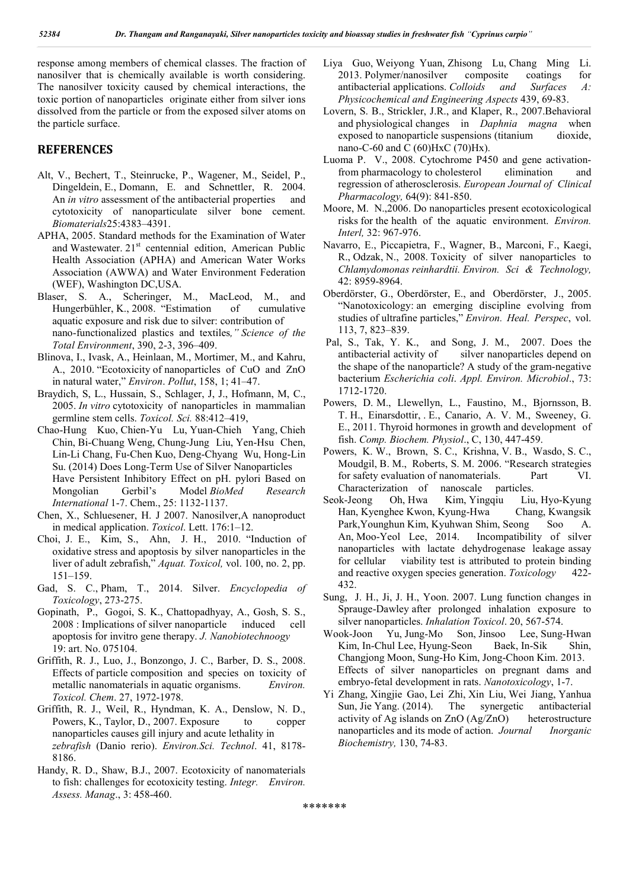response among members of chemical classes. The fraction of nanosilver that is chemically available is worth considering. The nanosilver toxicity caused by chemical interactions, the toxic portion of nanoparticles originate either from silver ions dissolved from the particle or from the exposed silver atoms on the particle surface.

## REFERENCES

- Alt, V., Bechert, T., Steinrucke, P., Wagener, M., Seidel, P., Dingeldein, E., Domann, E. and Schnettler, R. 2004. An *in vitro* assessment of the antibacterial properties and cytotoxicity of nanoparticulate silver bone cement. *Biomaterials*25:4383–4391.
- APHA, 2005. Standard methods for the Examination of Water and Wastewater. 21st centennial edition, American Public Health Association (APHA) and American Water Works Association (AWWA) and Water Environment Federation (WEF), Washington DC,USA.
- Blaser, S. A., Scheringer, M., MacLeod, M., and Hungerbühler, K., 2008. "Estimation of cumulative aquatic exposure and risk due to silver: contribution of nano-functionalized plastics and textiles*," Science of the Total Environment*, 390, 2-3, 396–409.
- Blinova, I., Ivask, A., Heinlaan, M., Mortimer, M., and Kahru, A., 2010. "Ecotoxicity of nanoparticles of CuO and ZnO in natural water," *Environ*. *Pollut*, 158, 1; 41–47.
- Braydich, S, L., Hussain, S., Schlager, J, J., Hofmann, M, C., 2005. *In vitro* cytotoxicity of nanoparticles in mammalian germline stem cells. *Toxicol. Sci.* 88:412–419,
- Chao-Hung Kuo, Chien-Yu Lu, Yuan-Chieh Yang, Chieh Chin, Bi-Chuang Weng, Chung-Jung Liu, Yen-Hsu Chen, Lin-Li Chang, Fu-Chen Kuo, Deng-Chyang Wu, Hong-Lin Su. (2014) Does Long-Term Use of Silver Nanoparticles Have Persistent Inhibitory Effect on pH. pylori Based on Mongolian Gerbil's Model *BioMed Research International* 1-7. Chem., 25: 1132-1137.
- Chen, X., Schluesener, H. J 2007. Nanosilver,A nanoproduct in medical application. *Toxicol*. Lett. 176:1–12.
- Choi, J. E., Kim, S., Ahn, J. H., 2010. "Induction of oxidative stress and apoptosis by silver nanoparticles in the liver of adult zebrafish," *Aquat. Toxicol,* vol. 100, no. 2, pp. 151–159.
- Gad, S. C., Pham, T., 2014. Silver. *Encyclopedia of Toxicology*, 273-275.
- Gopinath, P., Gogoi, S. K., Chattopadhyay, A., Gosh, S. S., 2008 : Implications of silver nanoparticle induced cell apoptosis for invitro gene therapy. *J. Nanobiotechnoogy* 19: art. No. 075104.
- Griffith, R. J., Luo, J., Bonzongo, J. C., Barber, D. S., 2008. Effects of particle composition and species on toxicity of metallic nanomaterials in aquatic organisms. *Environ. Toxicol. Chem*. 27, 1972-1978.
- Griffith, R. J., Weil, R., Hyndman, K. A., Denslow, N. D., Powers, K., Taylor, D., 2007. Exposure to copper nanoparticles causes gill injury and acute lethality in *zebrafish* (Danio rerio). *Environ.Sci. Technol*. 41, 8178-8186.
- Handy, R. D., Shaw, B.J., 2007. Ecotoxicity of nanomaterials to fish: challenges for ecotoxicity testing. *Integr. Environ. Assess. Manag*., 3: 458-460.
- Liya Guo, Weiyong Yuan, Zhisong Lu, Chang Ming Li. 2013. Polymer/nanosilver composite coatings for antibacterial applications. *Colloids and Surfaces A: Physicochemical and Engineering Aspects* 439, 69-83.
- Lovern, S. B., Strickler, J.R., and Klaper, R., 2007.Behavioral and physiological changes in *Daphnia magna* when exposed to nanoparticle suspensions (titanium dioxide, nano-C-60 and C (60)HxC (70)Hx).
- Luoma P. V., 2008. Cytochrome P450 and gene activation-from pharmacology to cholesterol elimination and regression of atherosclerosis. *European Journal of Clinical Pharmacology,* 64(9): 841-850.
- Moore, M. N.,2006. Do nanoparticles present ecotoxicological risks for the health of the aquatic environment. *Environ. Interl,* 32: 967-976.
- Navarro, E., Piccapietra, F., Wagner, B., Marconi, F., Kaegi, R., Odzak, N., 2008. Toxicity of silver nanoparticles to *Chlamydomonas reinhardtii. Environ. Sci & Technology,* 42: 8959-8964.
- Oberdörster, G., Oberdörster, E., and Oberdörster, J., 2005. "Nanotoxicology: an emerging discipline evolving from studies of ultrafine particles," *Environ. Heal. Perspec*, vol. 113, 7, 823–839.
- Pal, S., Tak, Y. K., and Song, J. M., 2007. Does the antibacterial activity of silver nanoparticles depend on the shape of the nanoparticle? A study of the gram-negative bacterium *Escherichia coli*. *Appl. Environ. Microbiol*., 73: 1712-1720.
- Powers, D. M., Llewellyn, L., Faustino, M., Bjornsson, B. T. H., Einarsdottir, . E., Canario, A. V. M., Sweeney, G. E., 2011. Thyroid hormones in growth and development of fish. *Comp. Biochem. Physiol*., C, 130, 447-459.
- Powers, K. W., Brown, S. C., Krishna, V. B., Wasdo, S. C., Moudgil, B. M., Roberts, S. M. 2006. "Research strategies for safety evaluation of nanomaterials. Part VI. Characterization of nanoscale particles.
- Seok-Jeong Oh, Hwa Kim, Yingqiu Liu, Hyo-Kyung Han, Kyenghee Kwon, Kyung-Hwa Chang, Kwangsik Park,Younghun Kim, Kyuhwan Shim, Seong Soo A. An, Moo-Yeol Lee, 2014. Incompatibility of silver nanoparticles with lactate dehydrogenase leakage assay for cellular viability test is attributed to protein binding and reactive oxygen species generation. *Toxicology* 422-432.
- Sung, J. H., Ji, J. H., Yoon. 2007. Lung function changes in Sprauge-Dawley after prolonged inhalation exposure to silver nanoparticles. *Inhalation Toxicol*. 20, 567-574.
- Wook-Joon Yu, Jung-Mo Son, Jinsoo Lee, Sung-Hwan Kim, In-Chul Lee, Hyung-Seon Baek, In-Sik Shin, Changjong Moon, Sung-Ho Kim, Jong-Choon Kim. 2013. Effects of silver nanoparticles on pregnant dams and embryo-fetal development in rats. *Nanotoxicology*, 1-7.
- Yi Zhang, Xingjie Gao, Lei Zhi, Xin Liu, Wei Jiang, Yanhua Sun, Jie Yang. (2014). The synergetic antibacterial activity of Ag islands on ZnO (Ag/ZnO) heterostructure nanoparticles and its mode of action. *Journal Inorganic Biochemistry,* 130, 74-83.

\*\*\*\*\*\*\*